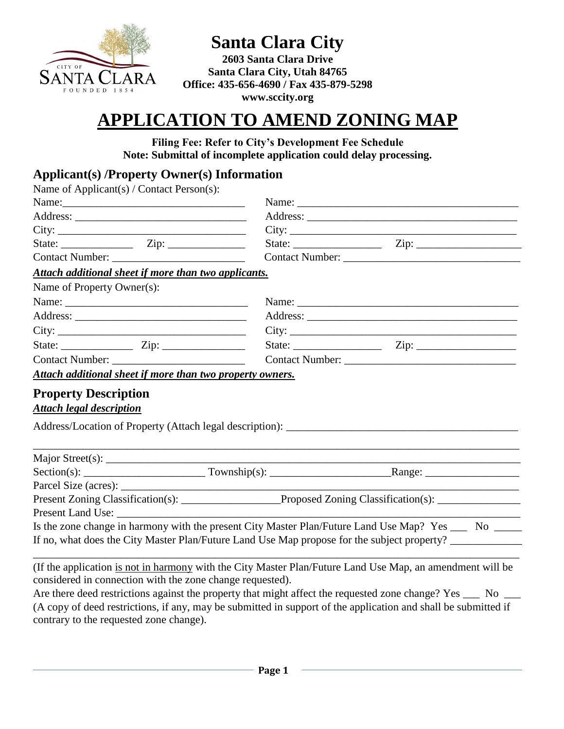# Santa Clara City

**2603 Santa Clara Drive**
**Santa Clara City, Utah 84765**
**Office: 435-656-4690 / Fax 435-879-5298**
**www.sccity.org**

# APPLICATION TO AMEND ZONING MAP

**Filing Fee: Refer to City's Development Fee Schedule**
**Note: Submittal of incomplete application could delay processing.**

## Applicant(s) /Property Owner(s) Information

Name of Applicant(s) / Contact Person(s):

| | |
|---|---|
| Name: ______________________________ | Name: ______________________________ |
| Address: ____________________________ | Address: ____________________________ |
| City: _______________________________ | City: _______________________________ |
| State: ____________ Zip: ____________ | State: ____________ Zip: ____________ |
| Contact Number: _____________________ | Contact Number: _____________________ |

***Attach additional sheet if more than two applicants.***

Name of Property Owner(s):

| | |
|---|---|
| Name: ______________________________ | Name: ______________________________ |
| Address: ____________________________ | Address: ____________________________ |
| City: _______________________________ | City: _______________________________ |
| State: ____________ Zip: ____________ | State: ____________ Zip: ____________ |
| Contact Number: _____________________ | Contact Number: _____________________ |

***Attach additional sheet if more than two property owners.***

## Property Description

***Attach legal description***

Address/Location of Property (Attach legal description): ________________________________________

______________________________________________________________________________

Major Street(s): ______________________________________________________________________

Section(s): ____________________ Township(s): ____________________ Range: ________________

Parcel Size (acres): ___________________________________________________________________

Present Zoning Classification(s): ________________ Proposed Zoning Classification(s): ______________

Present Land Use: _____________________________________________________________________

Is the zone change in harmony with the present City Master Plan/Future Land Use Map? Yes ___ No _____

If no, what does the City Master Plan/Future Land Use Map propose for the subject property? ____________

______________________________________________________________________________

(If the application is not in harmony with the City Master Plan/Future Land Use Map, an amendment will be considered in connection with the zone change requested).

Are there deed restrictions against the property that might affect the requested zone change? Yes ___ No ___

(A copy of deed restrictions, if any, may be submitted in support of the application and shall be submitted if contrary to the requested zone change).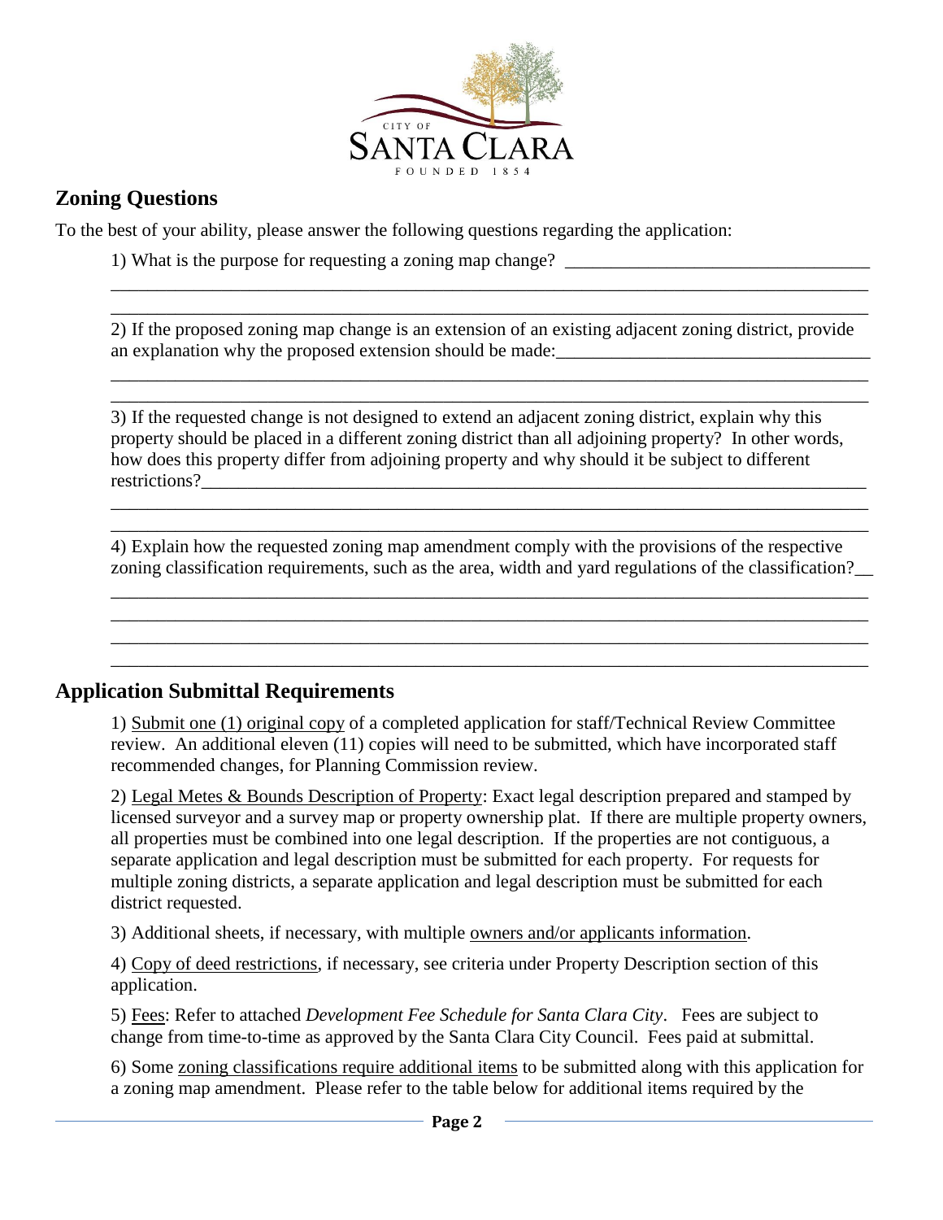## Zoning Questions

To the best of your ability, please answer the following questions regarding the application:

1) What is the purpose for requesting a zoning map change? ________________________________
______________________________________________________________________________
______________________________________________________________________________

2) If the proposed zoning map change is an extension of an existing adjacent zoning district, provide an explanation why the proposed extension should be made:_________________________________
______________________________________________________________________________
______________________________________________________________________________

3) If the requested change is not designed to extend an adjacent zoning district, explain why this property should be placed in a different zoning district than all adjoining property? In other words, how does this property differ from adjoining property and why should it be subject to different restrictions?__________________________________________________________________________
______________________________________________________________________________
______________________________________________________________________________

4) Explain how the requested zoning map amendment comply with the provisions of the respective zoning classification requirements, such as the area, width and yard regulations of the classification?__
______________________________________________________________________________
______________________________________________________________________________
______________________________________________________________________________
______________________________________________________________________________

## Application Submittal Requirements

1) Submit one (1) original copy of a completed application for staff/Technical Review Committee review. An additional eleven (11) copies will need to be submitted, which have incorporated staff recommended changes, for Planning Commission review.

2) Legal Metes & Bounds Description of Property: Exact legal description prepared and stamped by licensed surveyor and a survey map or property ownership plat. If there are multiple property owners, all properties must be combined into one legal description. If the properties are not contiguous, a separate application and legal description must be submitted for each property. For requests for multiple zoning districts, a separate application and legal description must be submitted for each district requested.

3) Additional sheets, if necessary, with multiple owners and/or applicants information.

4) Copy of deed restrictions, if necessary, see criteria under Property Description section of this application.

5) Fees: Refer to attached *Development Fee Schedule for Santa Clara City*. Fees are subject to change from time-to-time as approved by the Santa Clara City Council. Fees paid at submittal.

6) Some zoning classifications require additional items to be submitted along with this application for a zoning map amendment. Please refer to the table below for additional items required by the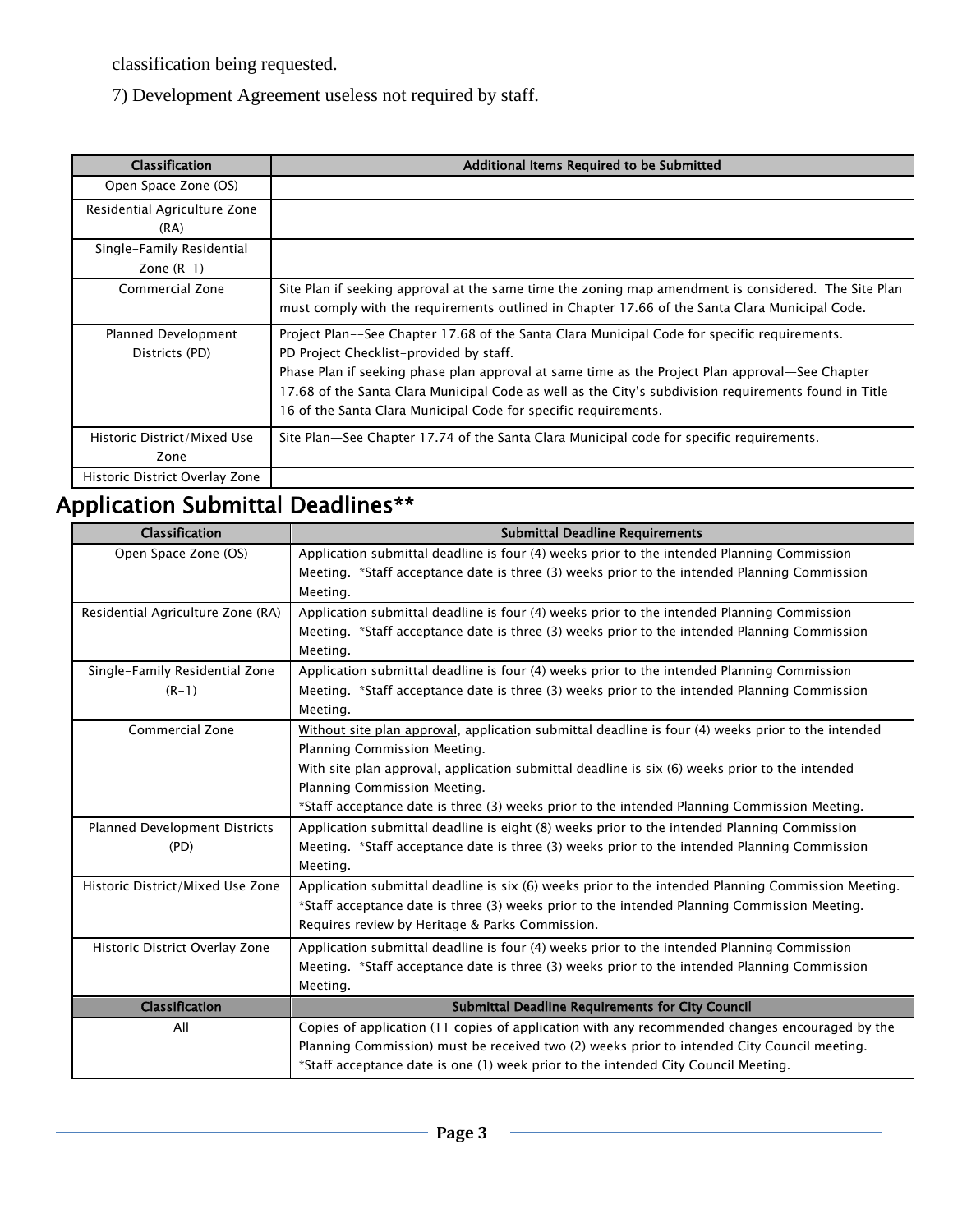classification being requested.

7) Development Agreement useless not required by staff.

| Classification | Additional Items Required to be Submitted |
|---|---|
| Open Space Zone (OS) | |
| Residential Agriculture Zone (RA) | |
| Single-Family Residential Zone (R-1) | |
| Commercial Zone | Site Plan if seeking approval at the same time the zoning map amendment is considered. The Site Plan must comply with the requirements outlined in Chapter 17.66 of the Santa Clara Municipal Code. |
| Planned Development Districts (PD) | Project Plan--See Chapter 17.68 of the Santa Clara Municipal Code for specific requirements.<br>PD Project Checklist-provided by staff.<br>Phase Plan if seeking phase plan approval at same time as the Project Plan approval—See Chapter 17.68 of the Santa Clara Municipal Code as well as the City's subdivision requirements found in Title 16 of the Santa Clara Municipal Code for specific requirements. |
| Historic District/Mixed Use Zone | Site Plan—See Chapter 17.74 of the Santa Clara Municipal code for specific requirements. |
| Historic District Overlay Zone | |

## Application Submittal Deadlines**

| Classification | Submittal Deadline Requirements |
|---|---|
| Open Space Zone (OS) | Application submittal deadline is four (4) weeks prior to the intended Planning Commission Meeting. *Staff acceptance date is three (3) weeks prior to the intended Planning Commission Meeting. |
| Residential Agriculture Zone (RA) | Application submittal deadline is four (4) weeks prior to the intended Planning Commission Meeting. *Staff acceptance date is three (3) weeks prior to the intended Planning Commission Meeting. |
| Single-Family Residential Zone (R-1) | Application submittal deadline is four (4) weeks prior to the intended Planning Commission Meeting. *Staff acceptance date is three (3) weeks prior to the intended Planning Commission Meeting. |
| Commercial Zone | <u>Without site plan approval</u>, application submittal deadline is four (4) weeks prior to the intended Planning Commission Meeting.<br><u>With site plan approval</u>, application submittal deadline is six (6) weeks prior to the intended Planning Commission Meeting.<br>*Staff acceptance date is three (3) weeks prior to the intended Planning Commission Meeting. |
| Planned Development Districts (PD) | Application submittal deadline is eight (8) weeks prior to the intended Planning Commission Meeting. *Staff acceptance date is three (3) weeks prior to the intended Planning Commission Meeting. |
| Historic District/Mixed Use Zone | Application submittal deadline is six (6) weeks prior to the intended Planning Commission Meeting. *Staff acceptance date is three (3) weeks prior to the intended Planning Commission Meeting. Requires review by Heritage & Parks Commission. |
| Historic District Overlay Zone | Application submittal deadline is four (4) weeks prior to the intended Planning Commission Meeting. *Staff acceptance date is three (3) weeks prior to the intended Planning Commission Meeting. |
| **Classification** | **Submittal Deadline Requirements for City Council** |
| All | Copies of application (11 copies of application with any recommended changes encouraged by the Planning Commission) must be received two (2) weeks prior to intended City Council meeting. *Staff acceptance date is one (1) week prior to the intended City Council Meeting. |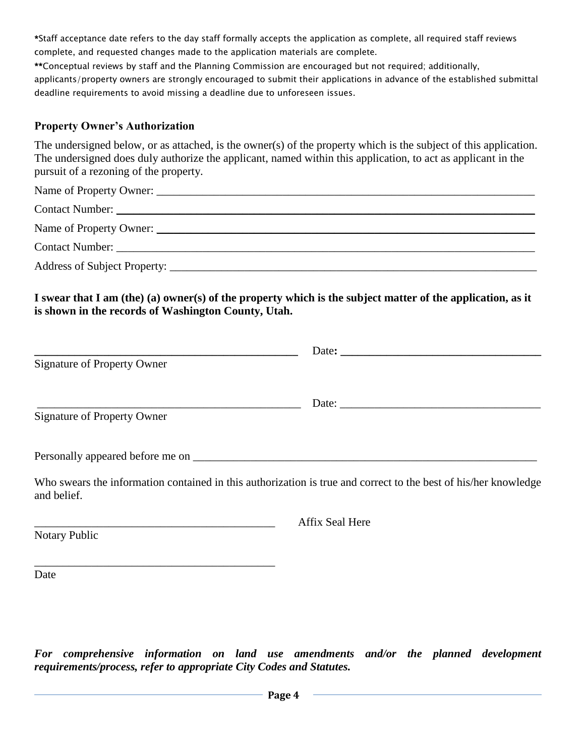*Staff acceptance date refers to the day staff formally accepts the application as complete, all required staff reviews complete, and requested changes made to the application materials are complete.

**Conceptual reviews by staff and the Planning Commission are encouraged but not required; additionally, applicants/property owners are strongly encouraged to submit their applications in advance of the established submittal deadline requirements to avoid missing a deadline due to unforeseen issues.

### Property Owner's Authorization

The undersigned below, or as attached, is the owner(s) of the property which is the subject of this application. The undersigned does duly authorize the applicant, named within this application, to act as applicant in the pursuit of a rezoning of the property.

Name of Property Owner: ______________________________________________________________

Contact Number: ____________________________________________________________________

Name of Property Owner: ______________________________________________________________

Contact Number: ____________________________________________________________________

Address of Subject Property: ___________________________________________________________

**I swear that I am (the) (a) owner(s) of the property which is the subject matter of the application, as it is shown in the records of Washington County, Utah.**

_____________________________________________ Date: ________________________________

Signature of Property Owner

_____________________________________________ Date: ________________________________

Signature of Property Owner

Personally appeared before me on ________________________________________________________

Who swears the information contained in this authorization is true and correct to the best of his/her knowledge and belief.

_________________________________________ Affix Seal Here

Notary Public

_________________________________________

Date

***For comprehensive information on land use amendments and/or the planned development requirements/process, refer to appropriate City Codes and Statutes.***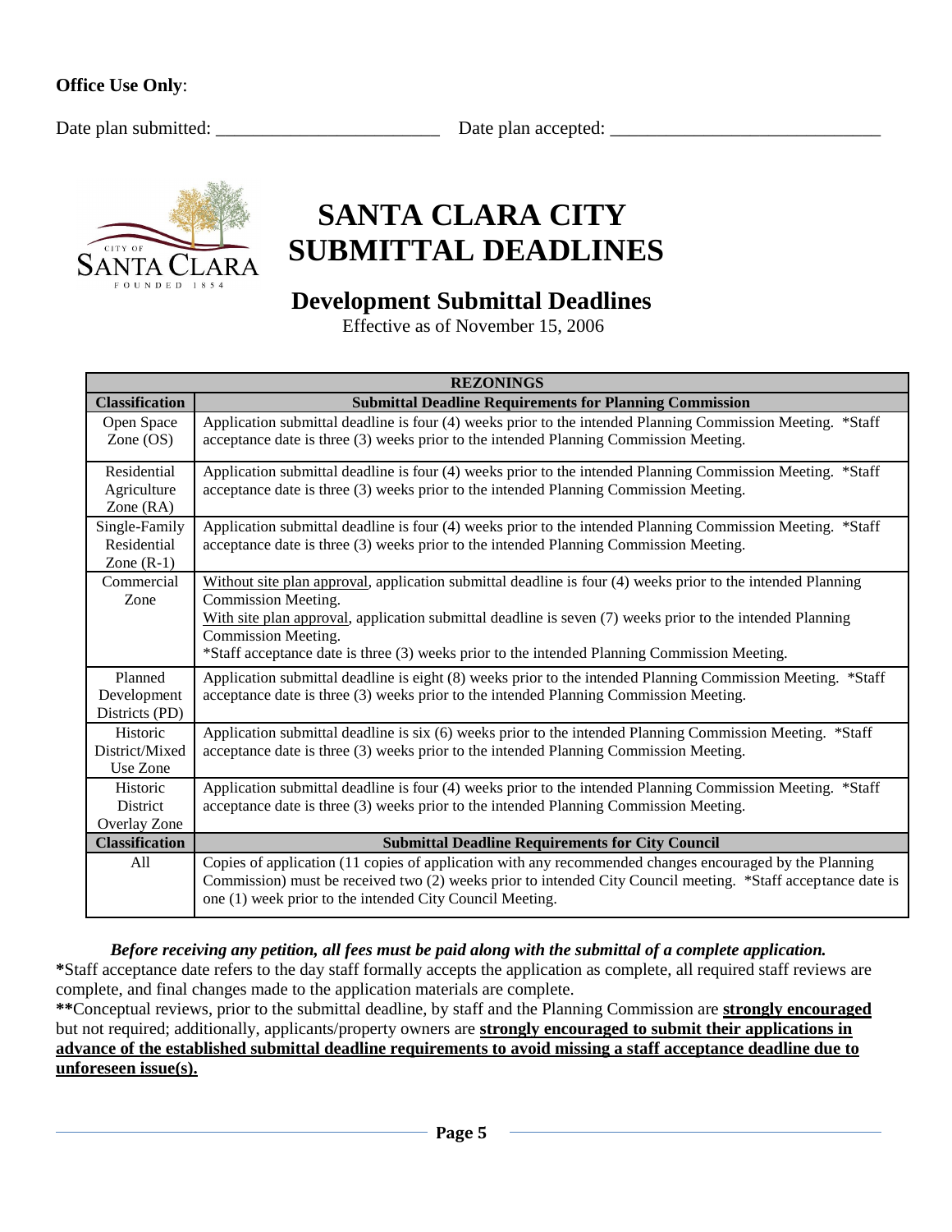**Office Use Only**:

Date plan submitted: ________________________ Date plan accepted: ____________________________

# SANTA CLARA CITY SUBMITTAL DEADLINES

## Development Submittal Deadlines

Effective as of November 15, 2006

| REZONINGS | |
|---|---|
| **Classification** | **Submittal Deadline Requirements for Planning Commission** |
| Open Space Zone (OS) | Application submittal deadline is four (4) weeks prior to the intended Planning Commission Meeting. *Staff acceptance date is three (3) weeks prior to the intended Planning Commission Meeting. |
| Residential Agriculture Zone (RA) | Application submittal deadline is four (4) weeks prior to the intended Planning Commission Meeting. *Staff acceptance date is three (3) weeks prior to the intended Planning Commission Meeting. |
| Single-Family Residential Zone (R-1) | Application submittal deadline is four (4) weeks prior to the intended Planning Commission Meeting. *Staff acceptance date is three (3) weeks prior to the intended Planning Commission Meeting. |
| Commercial Zone | Without site plan approval, application submittal deadline is four (4) weeks prior to the intended Planning Commission Meeting. With site plan approval, application submittal deadline is seven (7) weeks prior to the intended Planning Commission Meeting. *Staff acceptance date is three (3) weeks prior to the intended Planning Commission Meeting. |
| Planned Development Districts (PD) | Application submittal deadline is eight (8) weeks prior to the intended Planning Commission Meeting. *Staff acceptance date is three (3) weeks prior to the intended Planning Commission Meeting. |
| Historic District/Mixed Use Zone | Application submittal deadline is six (6) weeks prior to the intended Planning Commission Meeting. *Staff acceptance date is three (3) weeks prior to the intended Planning Commission Meeting. |
| Historic District Overlay Zone | Application submittal deadline is four (4) weeks prior to the intended Planning Commission Meeting. *Staff acceptance date is three (3) weeks prior to the intended Planning Commission Meeting. |
| **Classification** | **Submittal Deadline Requirements for City Council** |
| All | Copies of application (11 copies of application with any recommended changes encouraged by the Planning Commission) must be received two (2) weeks prior to intended City Council meeting. *Staff acceptance date is one (1) week prior to the intended City Council Meeting. |

***Before receiving any petition, all fees must be paid along with the submittal of a complete application.***

**\***Staff acceptance date refers to the day staff formally accepts the application as complete, all required staff reviews are complete, and final changes made to the application materials are complete.

**\*\***Conceptual reviews, prior to the submittal deadline, by staff and the Planning Commission are **strongly encouraged** but not required; additionally, applicants/property owners are **strongly encouraged to submit their applications in advance of the established submittal deadline requirements to avoid missing a staff acceptance deadline due to unforeseen issue(s).**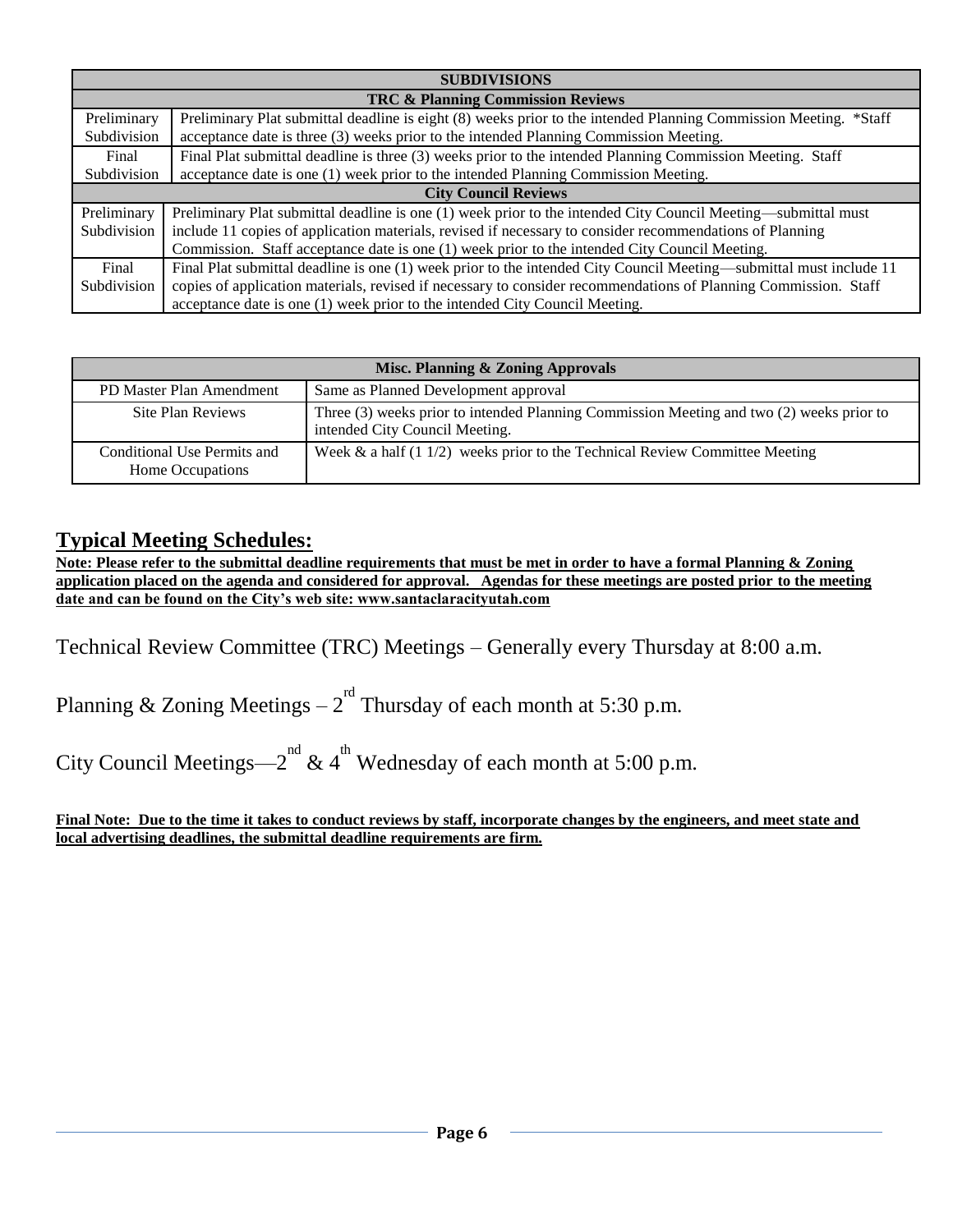| SUBDIVISIONS | |
|---|---|
| **TRC & Planning Commission Reviews** | |
| Preliminary Subdivision | Preliminary Plat submittal deadline is eight (8) weeks prior to the intended Planning Commission Meeting. *Staff acceptance date is three (3) weeks prior to the intended Planning Commission Meeting. |
| Final Subdivision | Final Plat submittal deadline is three (3) weeks prior to the intended Planning Commission Meeting. Staff acceptance date is one (1) week prior to the intended Planning Commission Meeting. |
| **City Council Reviews** | |
| Preliminary Subdivision | Preliminary Plat submittal deadline is one (1) week prior to the intended City Council Meeting—submittal must include 11 copies of application materials, revised if necessary to consider recommendations of Planning Commission. Staff acceptance date is one (1) week prior to the intended City Council Meeting. |
| Final Subdivision | Final Plat submittal deadline is one (1) week prior to the intended City Council Meeting—submittal must include 11 copies of application materials, revised if necessary to consider recommendations of Planning Commission. Staff acceptance date is one (1) week prior to the intended City Council Meeting. |

| Misc. Planning & Zoning Approvals | |
|---|---|
| PD Master Plan Amendment | Same as Planned Development approval |
| Site Plan Reviews | Three (3) weeks prior to intended Planning Commission Meeting and two (2) weeks prior to intended City Council Meeting. |
| Conditional Use Permits and Home Occupations | Week & a half (1 1/2) weeks prior to the Technical Review Committee Meeting |

## Typical Meeting Schedules:

**Note: Please refer to the submittal deadline requirements that must be met in order to have a formal Planning & Zoning application placed on the agenda and considered for approval. Agendas for these meetings are posted prior to the meeting date and can be found on the City's web site: www.santaclaracityutah.com**

Technical Review Committee (TRC) Meetings – Generally every Thursday at 8:00 a.m.

Planning & Zoning Meetings – 2rd Thursday of each month at 5:30 p.m.

City Council Meetings—2nd & 4th Wednesday of each month at 5:00 p.m.

**Final Note: Due to the time it takes to conduct reviews by staff, incorporate changes by the engineers, and meet state and local advertising deadlines, the submittal deadline requirements are firm.**